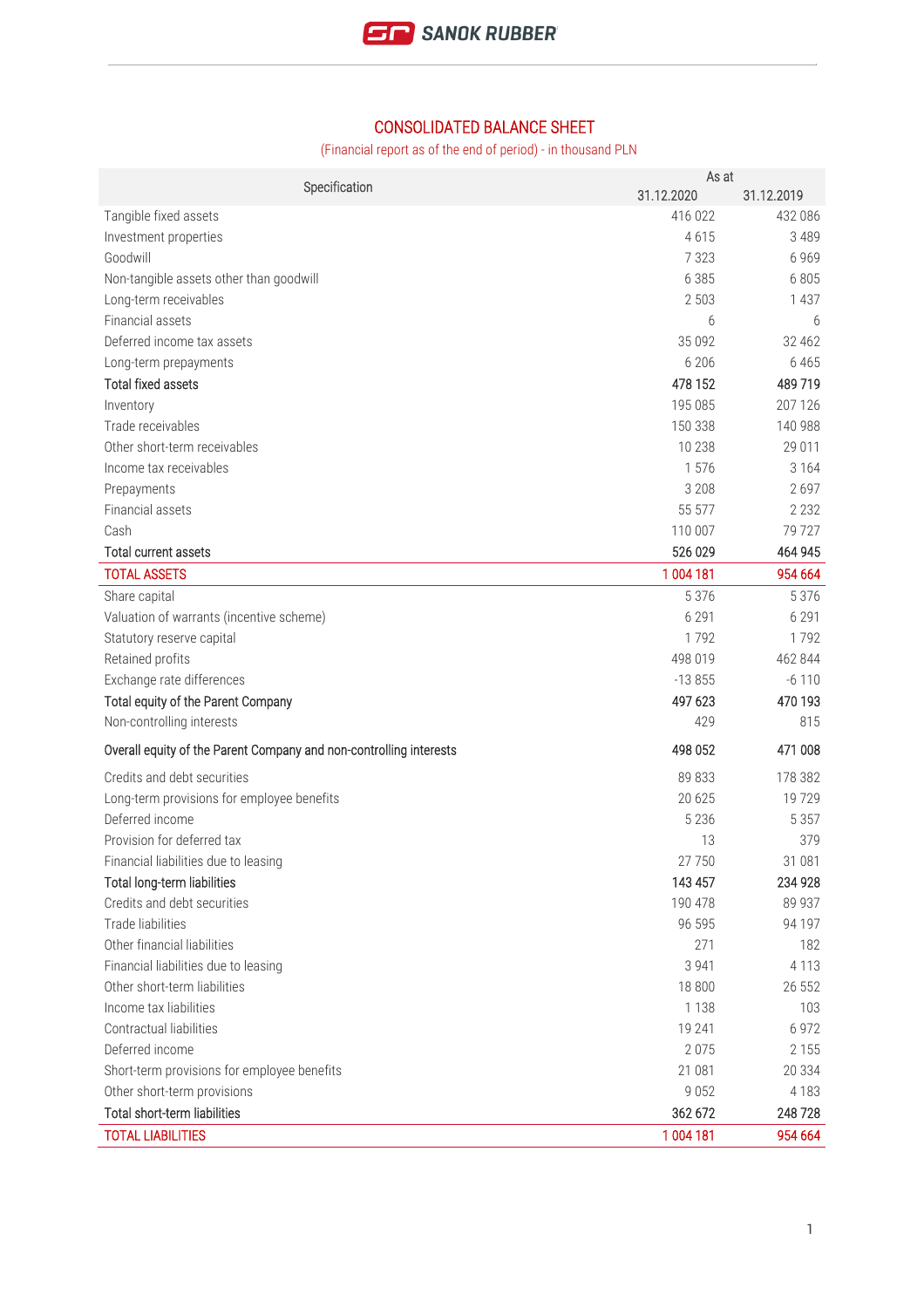# CONSOLIDATED BALANCE SHEET

(Financial report as of the end of period) - in thousand PLN

| Specification | As at 31.12.2020 | As at 31.12.2019 |
|---|---|---|
| Tangible fixed assets | 416 022 | 432 086 |
| Investment properties | 4 615 | 3 489 |
| Goodwill | 7 323 | 6 969 |
| Non-tangible assets other than goodwill | 6 385 | 6 805 |
| Long-term receivables | 2 503 | 1 437 |
| Financial assets | 6 | 6 |
| Deferred income tax assets | 35 092 | 32 462 |
| Long-term prepayments | 6 206 | 6 465 |
| Total fixed assets | 478 152 | 489 719 |
| Inventory | 195 085 | 207 126 |
| Trade receivables | 150 338 | 140 988 |
| Other short-term receivables | 10 238 | 29 011 |
| Income tax receivables | 1 576 | 3 164 |
| Prepayments | 3 208 | 2 697 |
| Financial assets | 55 577 | 2 232 |
| Cash | 110 007 | 79 727 |
| Total current assets | 526 029 | 464 945 |
| TOTAL ASSETS | 1 004 181 | 954 664 |
| Share capital | 5 376 | 5 376 |
| Valuation of warrants (incentive scheme) | 6 291 | 6 291 |
| Statutory reserve capital | 1 792 | 1 792 |
| Retained profits | 498 019 | 462 844 |
| Exchange rate differences | -13 855 | -6 110 |
| Total equity of the Parent Company | 497 623 | 470 193 |
| Non-controlling interests | 429 | 815 |
| Overall equity of the Parent Company and non-controlling interests | 498 052 | 471 008 |
| Credits and debt securities | 89 833 | 178 382 |
| Long-term provisions for employee benefits | 20 625 | 19 729 |
| Deferred income | 5 236 | 5 357 |
| Provision for deferred tax | 13 | 379 |
| Financial liabilities due to leasing | 27 750 | 31 081 |
| Total long-term liabilities | 143 457 | 234 928 |
| Credits and debt securities | 190 478 | 89 937 |
| Trade liabilities | 96 595 | 94 197 |
| Other financial liabilities | 271 | 182 |
| Financial liabilities due to leasing | 3 941 | 4 113 |
| Other short-term liabilities | 18 800 | 26 552 |
| Income tax liabilities | 1 138 | 103 |
| Contractual liabilities | 19 241 | 6 972 |
| Deferred income | 2 075 | 2 155 |
| Short-term provisions for employee benefits | 21 081 | 20 334 |
| Other short-term provisions | 9 052 | 4 183 |
| Total short-term liabilities | 362 672 | 248 728 |
| TOTAL LIABILITIES | 1 004 181 | 954 664 |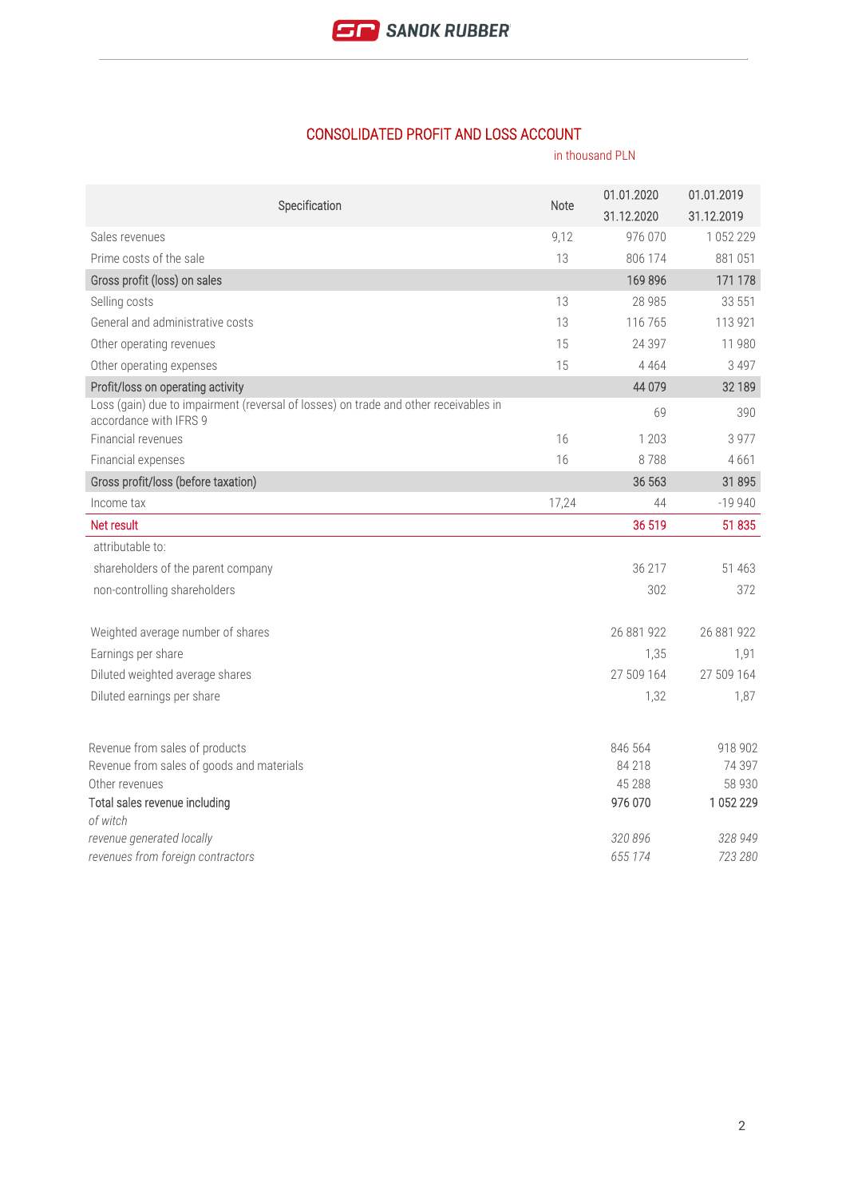## CONSOLIDATED PROFIT AND LOSS ACCOUNT

in thousand PLN

| Specification | Note | 01.01.2020 31.12.2020 | 01.01.2019 31.12.2019 |
|---|---|---|---|
| Sales revenues | 9,12 | 976 070 | 1 052 229 |
| Prime costs of the sale | 13 | 806 174 | 881 051 |
| **Gross profit (loss) on sales** | | **169 896** | **171 178** |
| Selling costs | 13 | 28 985 | 33 551 |
| General and administrative costs | 13 | 116 765 | 113 921 |
| Other operating revenues | 15 | 24 397 | 11 980 |
| Other operating expenses | 15 | 4 464 | 3 497 |
| **Profit/loss on operating activity** | | **44 079** | **32 189** |
| Loss (gain) due to impairment (reversal of losses) on trade and other receivables in accordance with IFRS 9 | | 69 | 390 |
| Financial revenues | 16 | 1 203 | 3 977 |
| Financial expenses | 16 | 8 788 | 4 661 |
| **Gross profit/loss (before taxation)** | | **36 563** | **31 895** |
| Income tax | 17,24 | 44 | -19 940 |
| **Net result** | | **36 519** | **51 835** |
| attributable to: | | | |
| shareholders of the parent company | | 36 217 | 51 463 |
| non-controlling shareholders | | 302 | 372 |
| | | | |
| Weighted average number of shares | | 26 881 922 | 26 881 922 |
| Earnings per share | | 1,35 | 1,91 |
| Diluted weighted average shares | | 27 509 164 | 27 509 164 |
| Diluted earnings per share | | 1,32 | 1,87 |

| | 2020 | 2019 |
|---|---|---|
| Revenue from sales of products | 846 564 | 918 902 |
| Revenue from sales of goods and materials | 84 218 | 74 397 |
| Other revenues | 45 288 | 58 930 |
| Total sales revenue including | 976 070 | 1 052 229 |
| *of witch* | | |
| *revenue generated locally* | *320 896* | *328 949* |
| *revenues from foreign contractors* | *655 174* | *723 280* |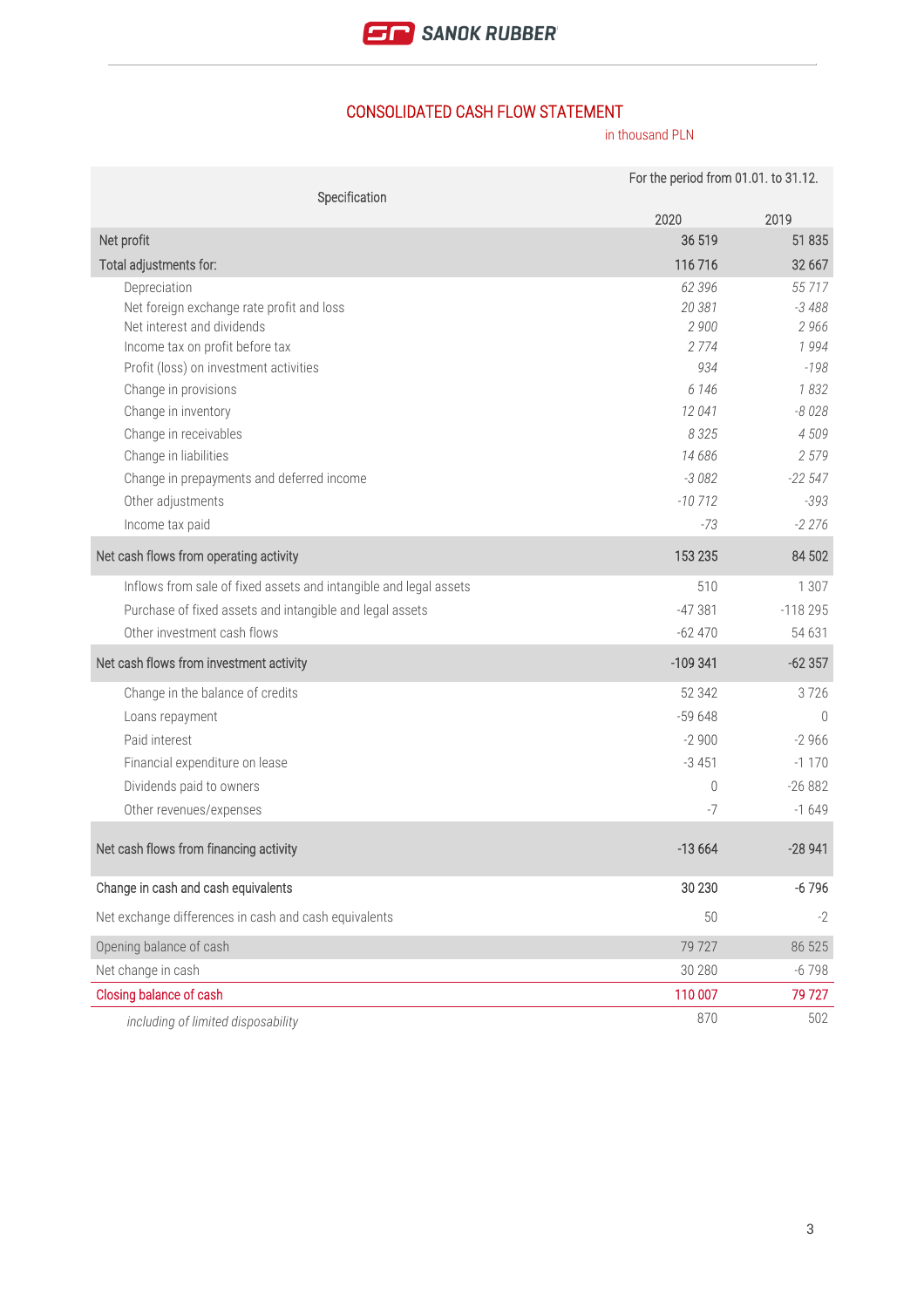## CONSOLIDATED CASH FLOW STATEMENT

in thousand PLN

| Specification | For the period from 01.01. to 31.12. | |
|---|---|---|
| | 2020 | 2019 |
| Net profit | 36 519 | 51 835 |
| Total adjustments for: | 116 716 | 32 667 |
| *Depreciation* | *62 396* | *55 717* |
| *Net foreign exchange rate profit and loss* | *20 381* | *-3 488* |
| *Net interest and dividends* | *2 900* | *2 966* |
| *Income tax on profit before tax* | *2 774* | *1 994* |
| *Profit (loss) on investment activities* | *934* | *-198* |
| *Change in provisions* | *6 146* | *1 832* |
| *Change in inventory* | *12 041* | *-8 028* |
| *Change in receivables* | *8 325* | *4 509* |
| *Change in liabilities* | *14 686* | *2 579* |
| *Change in prepayments and deferred income* | *-3 082* | *-22 547* |
| *Other adjustments* | *-10 712* | *-393* |
| *Income tax paid* | *-73* | *-2 276* |
| Net cash flows from operating activity | 153 235 | 84 502 |
| Inflows from sale of fixed assets and intangible and legal assets | 510 | 1 307 |
| Purchase of fixed assets and intangible and legal assets | -47 381 | -118 295 |
| Other investment cash flows | -62 470 | 54 631 |
| Net cash flows from investment activity | -109 341 | -62 357 |
| Change in the balance of credits | 52 342 | 3 726 |
| Loans repayment | -59 648 | 0 |
| Paid interest | -2 900 | -2 966 |
| Financial expenditure on lease | -3 451 | -1 170 |
| Dividends paid to owners | 0 | -26 882 |
| Other revenues/expenses | -7 | -1 649 |
| Net cash flows from financing activity | -13 664 | -28 941 |
| Change in cash and cash equivalents | 30 230 | -6 796 |
| Net exchange differences in cash and cash equivalents | 50 | -2 |
| Opening balance of cash | 79 727 | 86 525 |
| Net change in cash | 30 280 | -6 798 |
| Closing balance of cash | 110 007 | 79 727 |
| *including of limited disposability* | 870 | 502 |